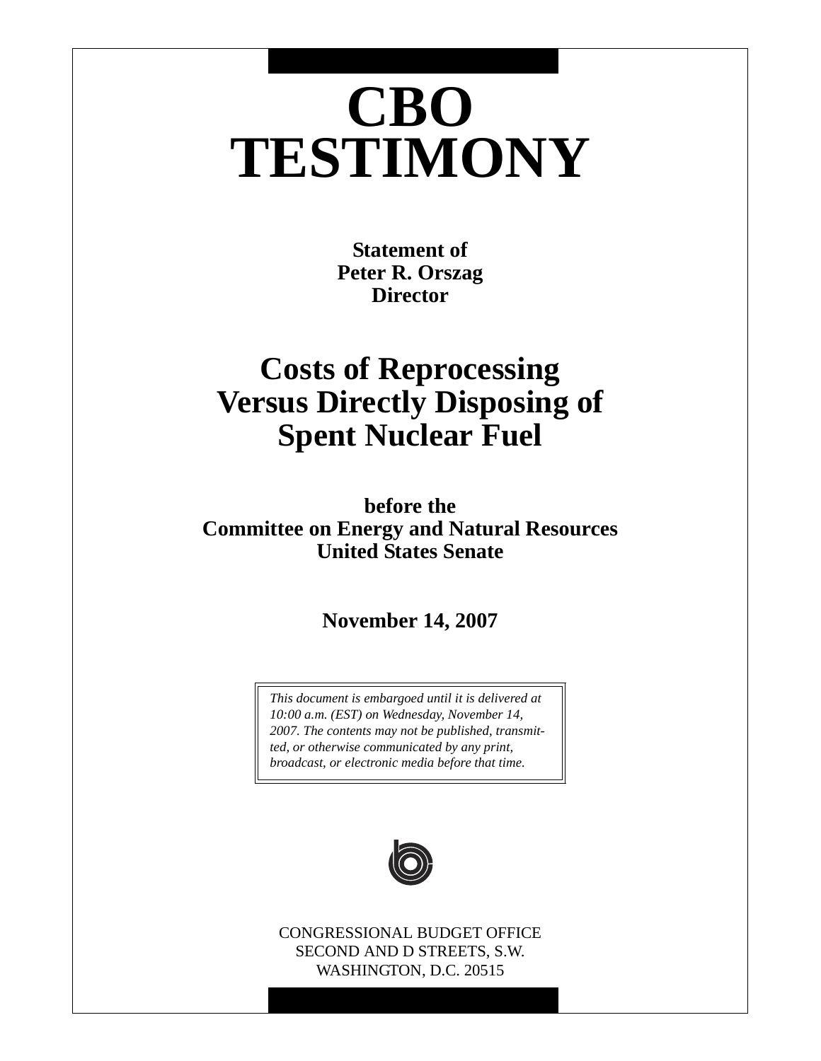# CBO TESTIMONY

**Statement of**
**Peter R. Orszag**
**Director**

## Costs of Reprocessing Versus Directly Disposing of Spent Nuclear Fuel

**before the**
**Committee on Energy and Natural Resources**
**United States Senate**

**November 14, 2007**

*This document is embargoed until it is delivered at 10:00 a.m. (EST) on Wednesday, November 14, 2007. The contents may not be published, transmitted, or otherwise communicated by any print, broadcast, or electronic media before that time.*

CONGRESSIONAL BUDGET OFFICE
SECOND AND D STREETS, S.W.
WASHINGTON, D.C. 20515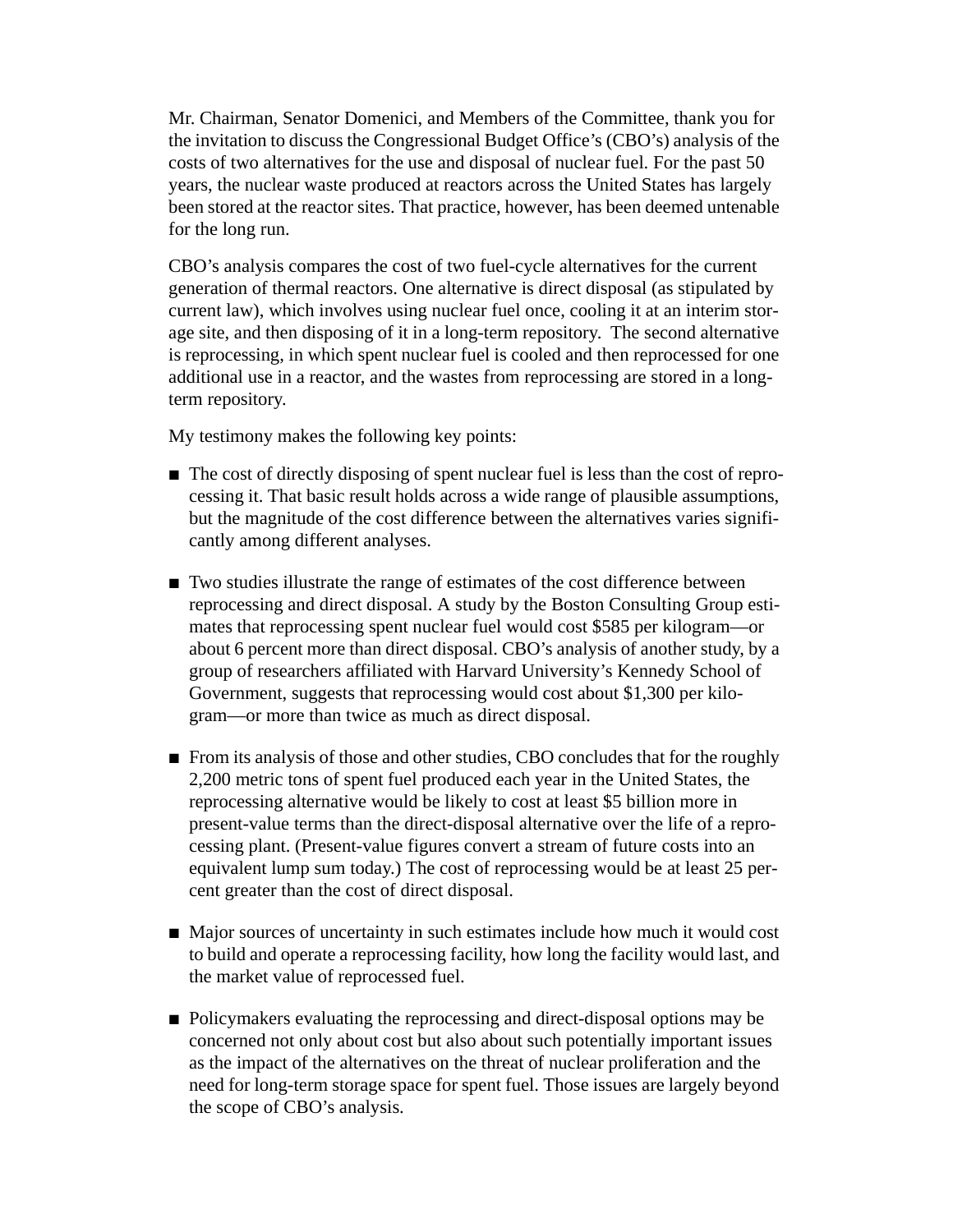Mr. Chairman, Senator Domenici, and Members of the Committee, thank you for the invitation to discuss the Congressional Budget Office's (CBO's) analysis of the costs of two alternatives for the use and disposal of nuclear fuel. For the past 50 years, the nuclear waste produced at reactors across the United States has largely been stored at the reactor sites. That practice, however, has been deemed untenable for the long run.

CBO's analysis compares the cost of two fuel-cycle alternatives for the current generation of thermal reactors. One alternative is direct disposal (as stipulated by current law), which involves using nuclear fuel once, cooling it at an interim storage site, and then disposing of it in a long-term repository. The second alternative is reprocessing, in which spent nuclear fuel is cooled and then reprocessed for one additional use in a reactor, and the wastes from reprocessing are stored in a long-term repository.

My testimony makes the following key points:

- The cost of directly disposing of spent nuclear fuel is less than the cost of reprocessing it. That basic result holds across a wide range of plausible assumptions, but the magnitude of the cost difference between the alternatives varies significantly among different analyses.

- Two studies illustrate the range of estimates of the cost difference between reprocessing and direct disposal. A study by the Boston Consulting Group estimates that reprocessing spent nuclear fuel would cost $585 per kilogram—or about 6 percent more than direct disposal. CBO's analysis of another study, by a group of researchers affiliated with Harvard University's Kennedy School of Government, suggests that reprocessing would cost about $1,300 per kilogram—or more than twice as much as direct disposal.

- From its analysis of those and other studies, CBO concludes that for the roughly 2,200 metric tons of spent fuel produced each year in the United States, the reprocessing alternative would be likely to cost at least $5 billion more in present-value terms than the direct-disposal alternative over the life of a reprocessing plant. (Present-value figures convert a stream of future costs into an equivalent lump sum today.) The cost of reprocessing would be at least 25 percent greater than the cost of direct disposal.

- Major sources of uncertainty in such estimates include how much it would cost to build and operate a reprocessing facility, how long the facility would last, and the market value of reprocessed fuel.

- Policymakers evaluating the reprocessing and direct-disposal options may be concerned not only about cost but also about such potentially important issues as the impact of the alternatives on the threat of nuclear proliferation and the need for long-term storage space for spent fuel. Those issues are largely beyond the scope of CBO's analysis.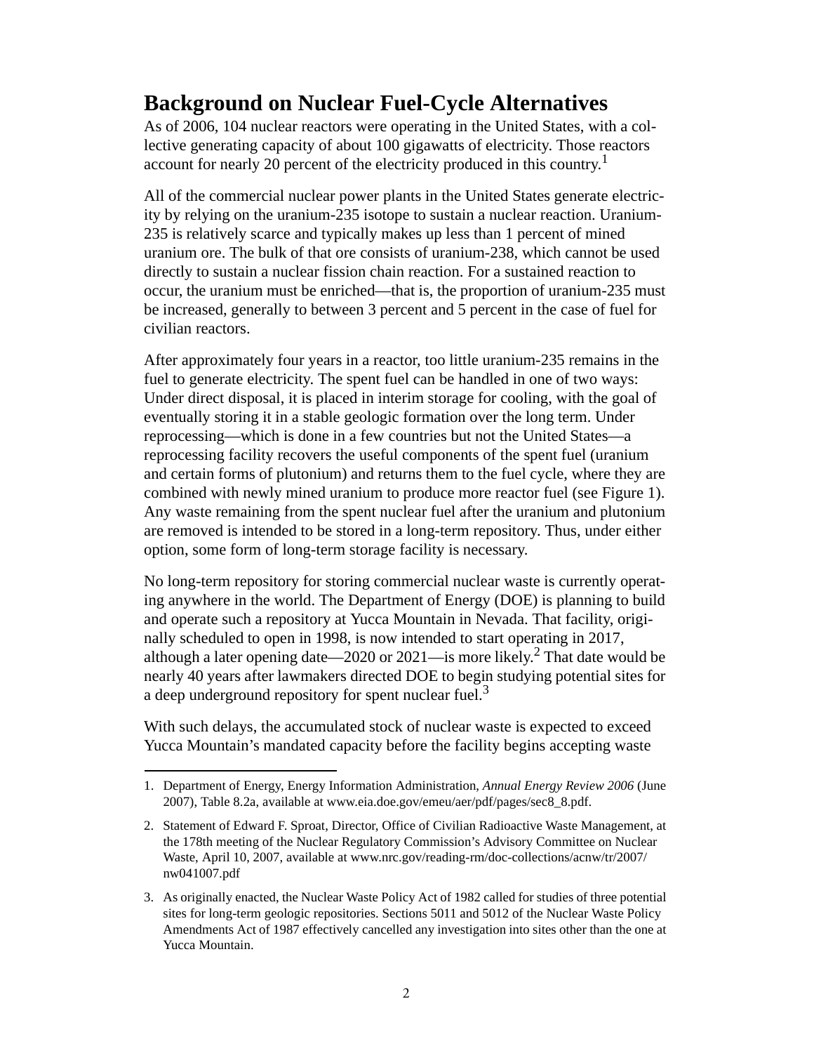## Background on Nuclear Fuel-Cycle Alternatives

As of 2006, 104 nuclear reactors were operating in the United States, with a collective generating capacity of about 100 gigawatts of electricity. Those reactors account for nearly 20 percent of the electricity produced in this country.[1]

All of the commercial nuclear power plants in the United States generate electricity by relying on the uranium-235 isotope to sustain a nuclear reaction. Uranium-235 is relatively scarce and typically makes up less than 1 percent of mined uranium ore. The bulk of that ore consists of uranium-238, which cannot be used directly to sustain a nuclear fission chain reaction. For a sustained reaction to occur, the uranium must be enriched—that is, the proportion of uranium-235 must be increased, generally to between 3 percent and 5 percent in the case of fuel for civilian reactors.

After approximately four years in a reactor, too little uranium-235 remains in the fuel to generate electricity. The spent fuel can be handled in one of two ways: Under direct disposal, it is placed in interim storage for cooling, with the goal of eventually storing it in a stable geologic formation over the long term. Under reprocessing—which is done in a few countries but not the United States—a reprocessing facility recovers the useful components of the spent fuel (uranium and certain forms of plutonium) and returns them to the fuel cycle, where they are combined with newly mined uranium to produce more reactor fuel (see Figure 1). Any waste remaining from the spent nuclear fuel after the uranium and plutonium are removed is intended to be stored in a long-term repository. Thus, under either option, some form of long-term storage facility is necessary.

No long-term repository for storing commercial nuclear waste is currently operating anywhere in the world. The Department of Energy (DOE) is planning to build and operate such a repository at Yucca Mountain in Nevada. That facility, originally scheduled to open in 1998, is now intended to start operating in 2017, although a later opening date—2020 or 2021—is more likely.[2] That date would be nearly 40 years after lawmakers directed DOE to begin studying potential sites for a deep underground repository for spent nuclear fuel.[3]

With such delays, the accumulated stock of nuclear waste is expected to exceed Yucca Mountain's mandated capacity before the facility begins accepting waste

---

1. Department of Energy, Energy Information Administration, *Annual Energy Review 2006* (June 2007), Table 8.2a, available at www.eia.doe.gov/emeu/aer/pdf/pages/sec8_8.pdf.

2. Statement of Edward F. Sproat, Director, Office of Civilian Radioactive Waste Management, at the 178th meeting of the Nuclear Regulatory Commission's Advisory Committee on Nuclear Waste, April 10, 2007, available at www.nrc.gov/reading-rm/doc-collections/acnw/tr/2007/nw041007.pdf

3. As originally enacted, the Nuclear Waste Policy Act of 1982 called for studies of three potential sites for long-term geologic repositories. Sections 5011 and 5012 of the Nuclear Waste Policy Amendments Act of 1987 effectively cancelled any investigation into sites other than the one at Yucca Mountain.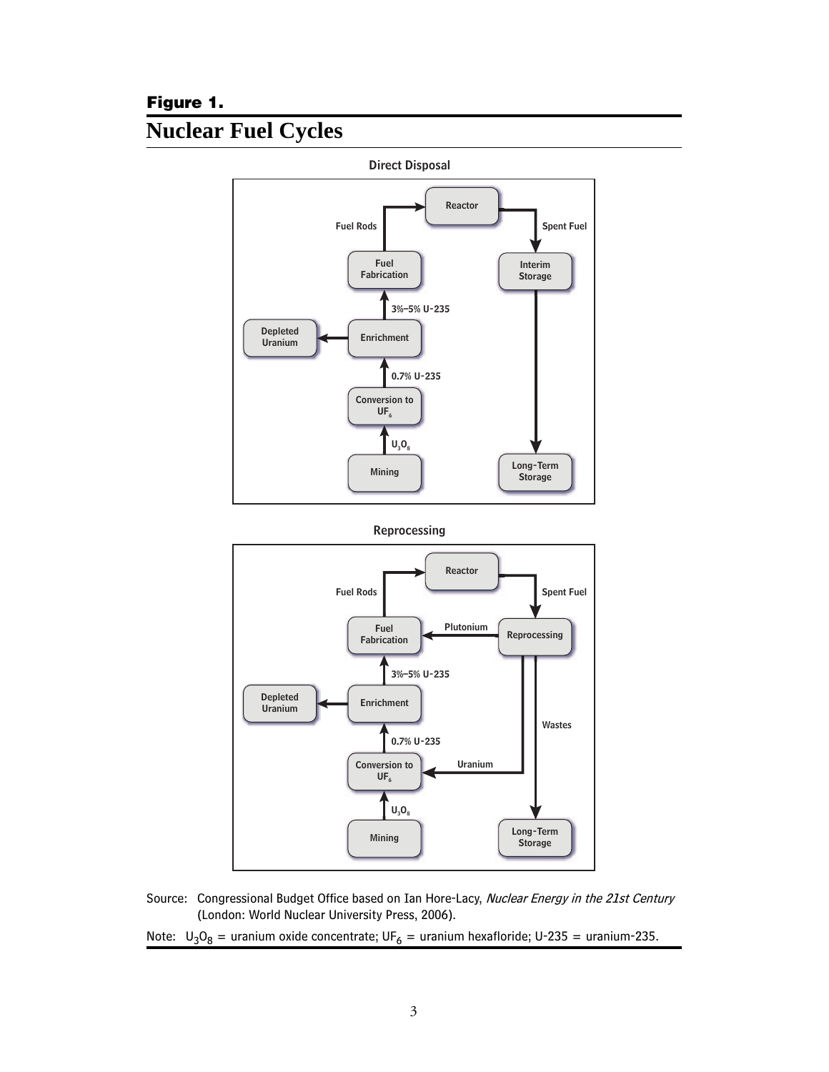**Figure 1.**

# Nuclear Fuel Cycles

Direct Disposal

Reactor

Fuel Rods

Spent Fuel

Fuel Fabrication

Interim Storage

3%–5% U-235

Depleted Uranium

Enrichment

0.7% U-235

Conversion to $UF_6$

$U_3O_8$

Mining

Long-Term Storage

Reprocessing

Reactor

Fuel Rods

Spent Fuel

Fuel Fabrication

Plutonium

Reprocessing

3%–5% U-235

Depleted Uranium

Enrichment

Wastes

0.7% U-235

Conversion to $UF_6$

Uranium

$U_3O_8$

Mining

Long-Term Storage

Source: Congressional Budget Office based on Ian Hore-Lacy, *Nuclear Energy in the 21st Century* (London: World Nuclear University Press, 2006).

Note: $U_3O_8$ = uranium oxide concentrate; $UF_6$ = uranium hexafloride; U-235 = uranium-235.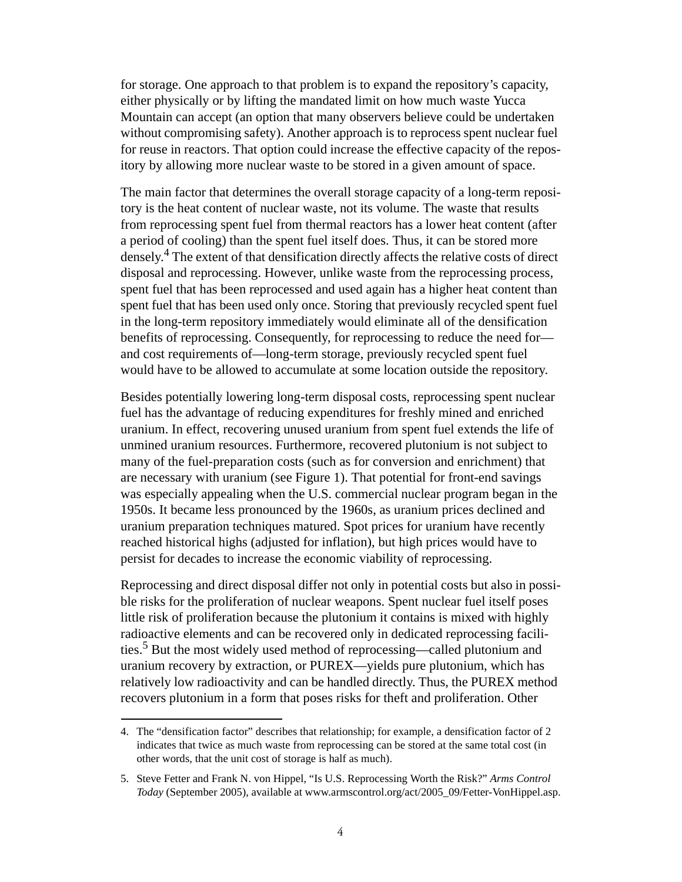for storage. One approach to that problem is to expand the repository's capacity, either physically or by lifting the mandated limit on how much waste Yucca Mountain can accept (an option that many observers believe could be undertaken without compromising safety). Another approach is to reprocess spent nuclear fuel for reuse in reactors. That option could increase the effective capacity of the repository by allowing more nuclear waste to be stored in a given amount of space.

The main factor that determines the overall storage capacity of a long-term repository is the heat content of nuclear waste, not its volume. The waste that results from reprocessing spent fuel from thermal reactors has a lower heat content (after a period of cooling) than the spent fuel itself does. Thus, it can be stored more densely.[4] The extent of that densification directly affects the relative costs of direct disposal and reprocessing. However, unlike waste from the reprocessing process, spent fuel that has been reprocessed and used again has a higher heat content than spent fuel that has been used only once. Storing that previously recycled spent fuel in the long-term repository immediately would eliminate all of the densification benefits of reprocessing. Consequently, for reprocessing to reduce the need for—and cost requirements of—long-term storage, previously recycled spent fuel would have to be allowed to accumulate at some location outside the repository.

Besides potentially lowering long-term disposal costs, reprocessing spent nuclear fuel has the advantage of reducing expenditures for freshly mined and enriched uranium. In effect, recovering unused uranium from spent fuel extends the life of unmined uranium resources. Furthermore, recovered plutonium is not subject to many of the fuel-preparation costs (such as for conversion and enrichment) that are necessary with uranium (see Figure 1). That potential for front-end savings was especially appealing when the U.S. commercial nuclear program began in the 1950s. It became less pronounced by the 1960s, as uranium prices declined and uranium preparation techniques matured. Spot prices for uranium have recently reached historical highs (adjusted for inflation), but high prices would have to persist for decades to increase the economic viability of reprocessing.

Reprocessing and direct disposal differ not only in potential costs but also in possible risks for the proliferation of nuclear weapons. Spent nuclear fuel itself poses little risk of proliferation because the plutonium it contains is mixed with highly radioactive elements and can be recovered only in dedicated reprocessing facilities.[5] But the most widely used method of reprocessing—called plutonium and uranium recovery by extraction, or PUREX—yields pure plutonium, which has relatively low radioactivity and can be handled directly. Thus, the PUREX method recovers plutonium in a form that poses risks for theft and proliferation. Other

---

4. The "densification factor" describes that relationship; for example, a densification factor of 2 indicates that twice as much waste from reprocessing can be stored at the same total cost (in other words, that the unit cost of storage is half as much).

5. Steve Fetter and Frank N. von Hippel, "Is U.S. Reprocessing Worth the Risk?" *Arms Control Today* (September 2005), available at www.armscontrol.org/act/2005_09/Fetter-VonHippel.asp.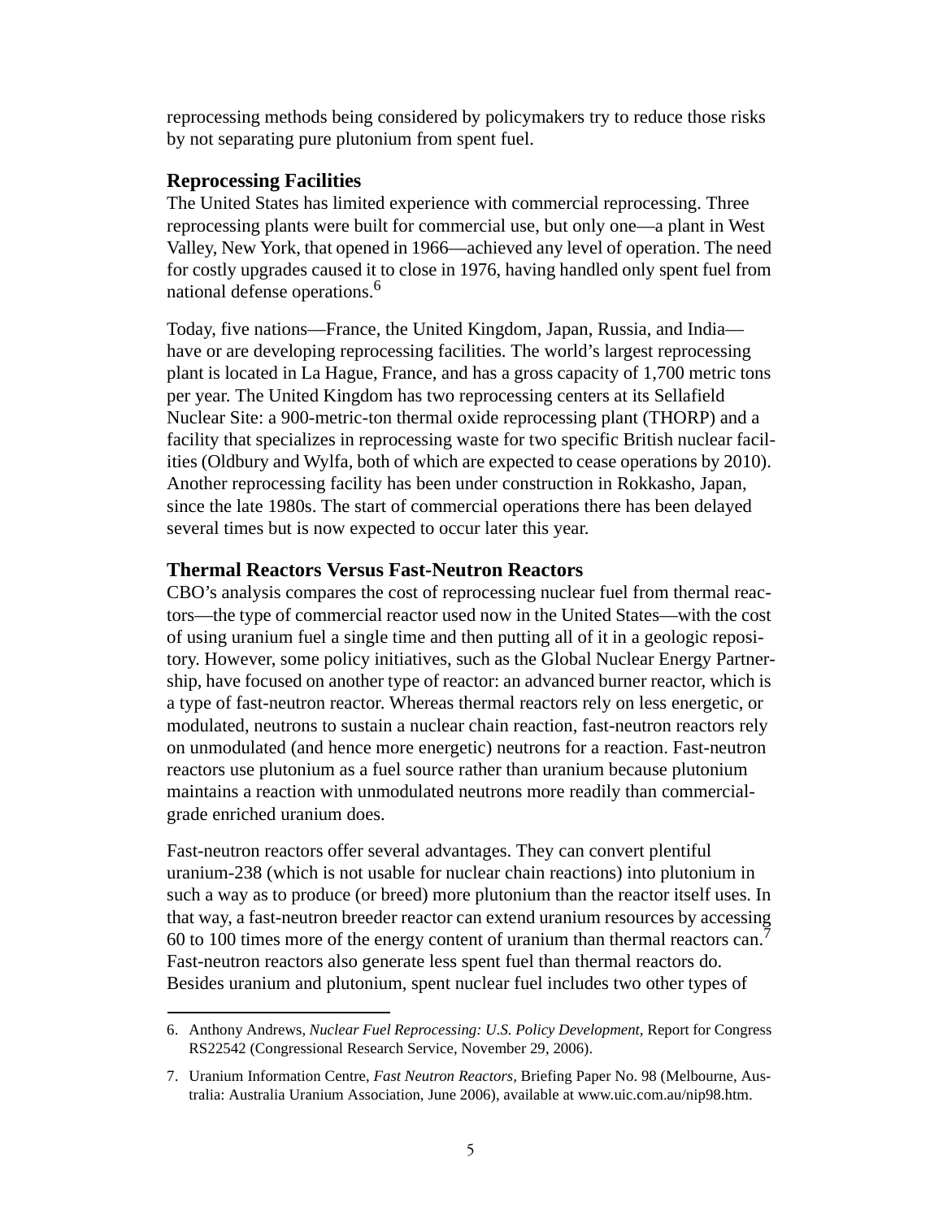reprocessing methods being considered by policymakers try to reduce those risks by not separating pure plutonium from spent fuel.

### Reprocessing Facilities

The United States has limited experience with commercial reprocessing. Three reprocessing plants were built for commercial use, but only one—a plant in West Valley, New York, that opened in 1966—achieved any level of operation. The need for costly upgrades caused it to close in 1976, having handled only spent fuel from national defense operations.[6]

Today, five nations—France, the United Kingdom, Japan, Russia, and India—have or are developing reprocessing facilities. The world's largest reprocessing plant is located in La Hague, France, and has a gross capacity of 1,700 metric tons per year. The United Kingdom has two reprocessing centers at its Sellafield Nuclear Site: a 900-metric-ton thermal oxide reprocessing plant (THORP) and a facility that specializes in reprocessing waste for two specific British nuclear facilities (Oldbury and Wylfa, both of which are expected to cease operations by 2010). Another reprocessing facility has been under construction in Rokkasho, Japan, since the late 1980s. The start of commercial operations there has been delayed several times but is now expected to occur later this year.

### Thermal Reactors Versus Fast-Neutron Reactors

CBO's analysis compares the cost of reprocessing nuclear fuel from thermal reactors—the type of commercial reactor used now in the United States—with the cost of using uranium fuel a single time and then putting all of it in a geologic repository. However, some policy initiatives, such as the Global Nuclear Energy Partnership, have focused on another type of reactor: an advanced burner reactor, which is a type of fast-neutron reactor. Whereas thermal reactors rely on less energetic, or modulated, neutrons to sustain a nuclear chain reaction, fast-neutron reactors rely on unmodulated (and hence more energetic) neutrons for a reaction. Fast-neutron reactors use plutonium as a fuel source rather than uranium because plutonium maintains a reaction with unmodulated neutrons more readily than commercial-grade enriched uranium does.

Fast-neutron reactors offer several advantages. They can convert plentiful uranium-238 (which is not usable for nuclear chain reactions) into plutonium in such a way as to produce (or breed) more plutonium than the reactor itself uses. In that way, a fast-neutron breeder reactor can extend uranium resources by accessing 60 to 100 times more of the energy content of uranium than thermal reactors can.[7] Fast-neutron reactors also generate less spent fuel than thermal reactors do. Besides uranium and plutonium, spent nuclear fuel includes two other types of

---

6. Anthony Andrews, *Nuclear Fuel Reprocessing: U.S. Policy Development,* Report for Congress RS22542 (Congressional Research Service, November 29, 2006).

7. Uranium Information Centre, *Fast Neutron Reactors,* Briefing Paper No. 98 (Melbourne, Australia: Australia Uranium Association, June 2006), available at www.uic.com.au/nip98.htm.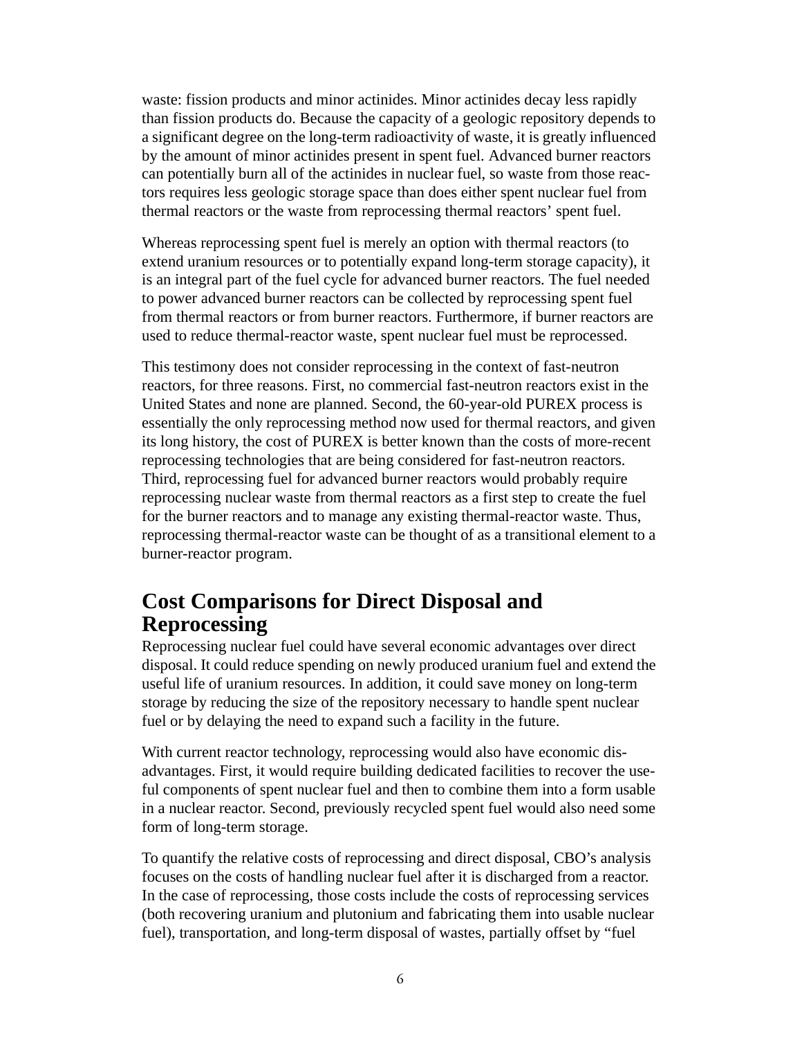waste: fission products and minor actinides. Minor actinides decay less rapidly than fission products do. Because the capacity of a geologic repository depends to a significant degree on the long-term radioactivity of waste, it is greatly influenced by the amount of minor actinides present in spent fuel. Advanced burner reactors can potentially burn all of the actinides in nuclear fuel, so waste from those reactors requires less geologic storage space than does either spent nuclear fuel from thermal reactors or the waste from reprocessing thermal reactors' spent fuel.

Whereas reprocessing spent fuel is merely an option with thermal reactors (to extend uranium resources or to potentially expand long-term storage capacity), it is an integral part of the fuel cycle for advanced burner reactors. The fuel needed to power advanced burner reactors can be collected by reprocessing spent fuel from thermal reactors or from burner reactors. Furthermore, if burner reactors are used to reduce thermal-reactor waste, spent nuclear fuel must be reprocessed.

This testimony does not consider reprocessing in the context of fast-neutron reactors, for three reasons. First, no commercial fast-neutron reactors exist in the United States and none are planned. Second, the 60-year-old PUREX process is essentially the only reprocessing method now used for thermal reactors, and given its long history, the cost of PUREX is better known than the costs of more-recent reprocessing technologies that are being considered for fast-neutron reactors. Third, reprocessing fuel for advanced burner reactors would probably require reprocessing nuclear waste from thermal reactors as a first step to create the fuel for the burner reactors and to manage any existing thermal-reactor waste. Thus, reprocessing thermal-reactor waste can be thought of as a transitional element to a burner-reactor program.

## Cost Comparisons for Direct Disposal and Reprocessing

Reprocessing nuclear fuel could have several economic advantages over direct disposal. It could reduce spending on newly produced uranium fuel and extend the useful life of uranium resources. In addition, it could save money on long-term storage by reducing the size of the repository necessary to handle spent nuclear fuel or by delaying the need to expand such a facility in the future.

With current reactor technology, reprocessing would also have economic disadvantages. First, it would require building dedicated facilities to recover the useful components of spent nuclear fuel and then to combine them into a form usable in a nuclear reactor. Second, previously recycled spent fuel would also need some form of long-term storage.

To quantify the relative costs of reprocessing and direct disposal, CBO's analysis focuses on the costs of handling nuclear fuel after it is discharged from a reactor. In the case of reprocessing, those costs include the costs of reprocessing services (both recovering uranium and plutonium and fabricating them into usable nuclear fuel), transportation, and long-term disposal of wastes, partially offset by "fuel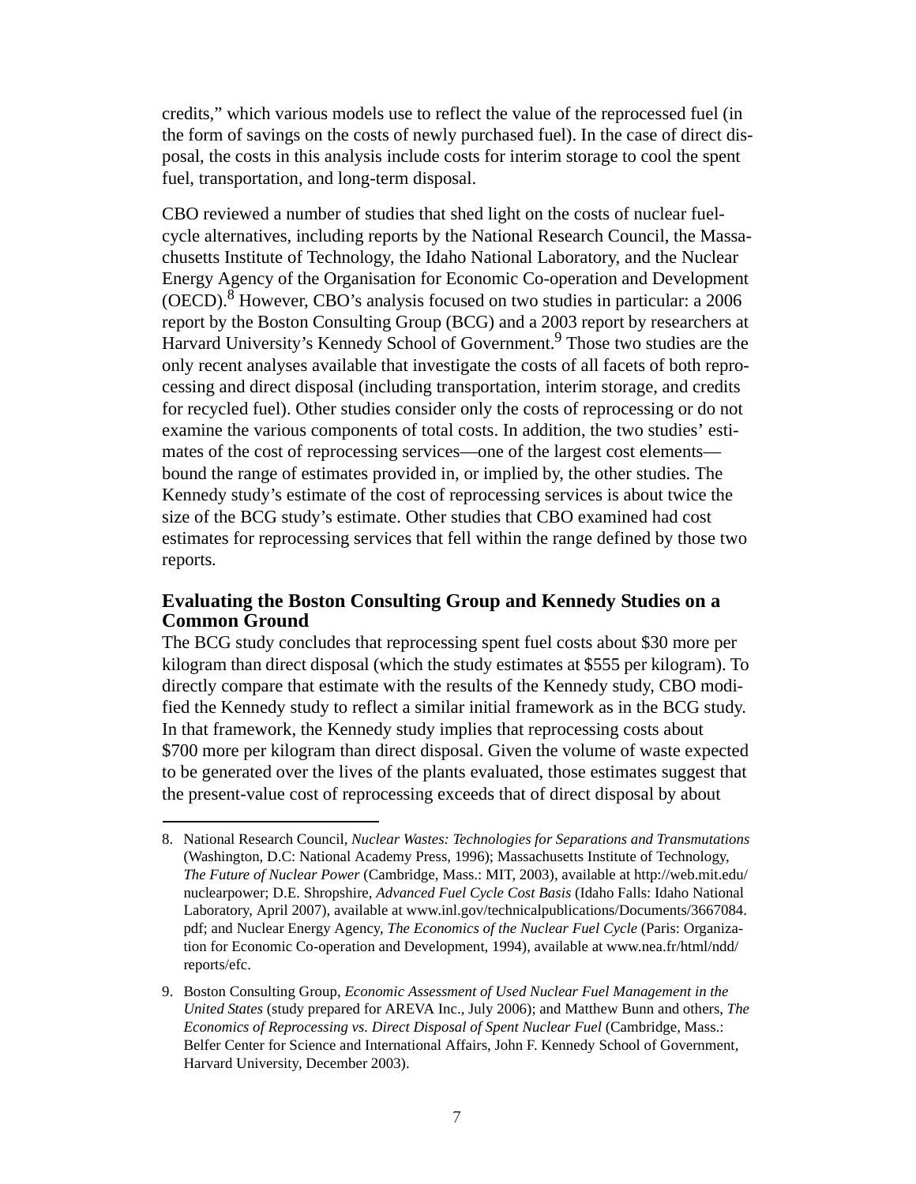credits," which various models use to reflect the value of the reprocessed fuel (in the form of savings on the costs of newly purchased fuel). In the case of direct disposal, the costs in this analysis include costs for interim storage to cool the spent fuel, transportation, and long-term disposal.

CBO reviewed a number of studies that shed light on the costs of nuclear fuel-cycle alternatives, including reports by the National Research Council, the Massachusetts Institute of Technology, the Idaho National Laboratory, and the Nuclear Energy Agency of the Organisation for Economic Co-operation and Development (OECD).[8] However, CBO's analysis focused on two studies in particular: a 2006 report by the Boston Consulting Group (BCG) and a 2003 report by researchers at Harvard University's Kennedy School of Government.[9] Those two studies are the only recent analyses available that investigate the costs of all facets of both reprocessing and direct disposal (including transportation, interim storage, and credits for recycled fuel). Other studies consider only the costs of reprocessing or do not examine the various components of total costs. In addition, the two studies' estimates of the cost of reprocessing services—one of the largest cost elements—bound the range of estimates provided in, or implied by, the other studies. The Kennedy study's estimate of the cost of reprocessing services is about twice the size of the BCG study's estimate. Other studies that CBO examined had cost estimates for reprocessing services that fell within the range defined by those two reports.

### Evaluating the Boston Consulting Group and Kennedy Studies on a Common Ground

The BCG study concludes that reprocessing spent fuel costs about $30 more per kilogram than direct disposal (which the study estimates at $555 per kilogram). To directly compare that estimate with the results of the Kennedy study, CBO modified the Kennedy study to reflect a similar initial framework as in the BCG study. In that framework, the Kennedy study implies that reprocessing costs about $700 more per kilogram than direct disposal. Given the volume of waste expected to be generated over the lives of the plants evaluated, those estimates suggest that the present-value cost of reprocessing exceeds that of direct disposal by about

---

8. National Research Council, *Nuclear Wastes: Technologies for Separations and Transmutations* (Washington, D.C: National Academy Press, 1996); Massachusetts Institute of Technology, *The Future of Nuclear Power* (Cambridge, Mass.: MIT, 2003), available at http://web.mit.edu/nuclearpower; D.E. Shropshire, *Advanced Fuel Cycle Cost Basis* (Idaho Falls: Idaho National Laboratory, April 2007), available at www.inl.gov/technicalpublications/Documents/3667084.pdf; and Nuclear Energy Agency, *The Economics of the Nuclear Fuel Cycle* (Paris: Organization for Economic Co-operation and Development, 1994), available at www.nea.fr/html/ndd/reports/efc.

9. Boston Consulting Group, *Economic Assessment of Used Nuclear Fuel Management in the United States* (study prepared for AREVA Inc., July 2006); and Matthew Bunn and others, *The Economics of Reprocessing vs. Direct Disposal of Spent Nuclear Fuel* (Cambridge, Mass.: Belfer Center for Science and International Affairs, John F. Kennedy School of Government, Harvard University, December 2003).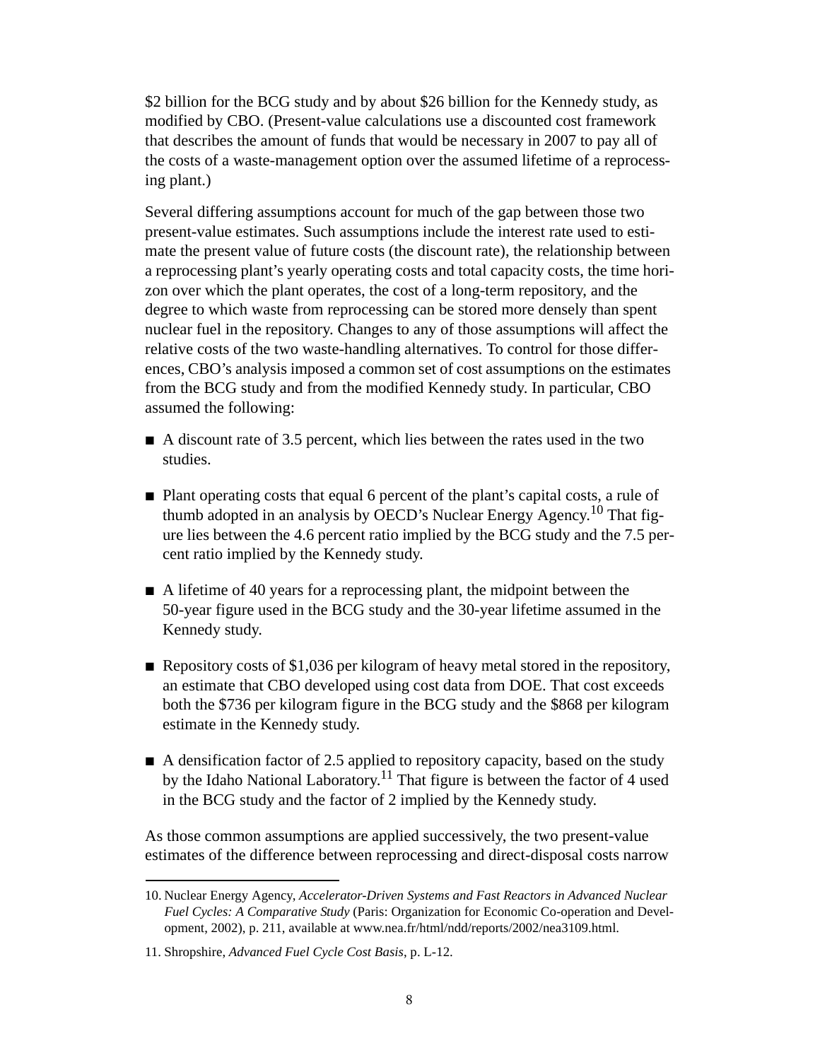$2 billion for the BCG study and by about $26 billion for the Kennedy study, as modified by CBO. (Present-value calculations use a discounted cost framework that describes the amount of funds that would be necessary in 2007 to pay all of the costs of a waste-management option over the assumed lifetime of a reprocessing plant.)

Several differing assumptions account for much of the gap between those two present-value estimates. Such assumptions include the interest rate used to estimate the present value of future costs (the discount rate), the relationship between a reprocessing plant's yearly operating costs and total capacity costs, the time horizon over which the plant operates, the cost of a long-term repository, and the degree to which waste from reprocessing can be stored more densely than spent nuclear fuel in the repository. Changes to any of those assumptions will affect the relative costs of the two waste-handling alternatives. To control for those differences, CBO's analysis imposed a common set of cost assumptions on the estimates from the BCG study and from the modified Kennedy study. In particular, CBO assumed the following:

- A discount rate of 3.5 percent, which lies between the rates used in the two studies.
- Plant operating costs that equal 6 percent of the plant's capital costs, a rule of thumb adopted in an analysis by OECD's Nuclear Energy Agency.[10] That figure lies between the 4.6 percent ratio implied by the BCG study and the 7.5 percent ratio implied by the Kennedy study.
- A lifetime of 40 years for a reprocessing plant, the midpoint between the 50-year figure used in the BCG study and the 30-year lifetime assumed in the Kennedy study.
- Repository costs of $1,036 per kilogram of heavy metal stored in the repository, an estimate that CBO developed using cost data from DOE. That cost exceeds both the $736 per kilogram figure in the BCG study and the $868 per kilogram estimate in the Kennedy study.
- A densification factor of 2.5 applied to repository capacity, based on the study by the Idaho National Laboratory.[11] That figure is between the factor of 4 used in the BCG study and the factor of 2 implied by the Kennedy study.

As those common assumptions are applied successively, the two present-value estimates of the difference between reprocessing and direct-disposal costs narrow

---

10. Nuclear Energy Agency, *Accelerator-Driven Systems and Fast Reactors in Advanced Nuclear Fuel Cycles: A Comparative Study* (Paris: Organization for Economic Co-operation and Development, 2002), p. 211, available at www.nea.fr/html/ndd/reports/2002/nea3109.html.

11. Shropshire, *Advanced Fuel Cycle Cost Basis*, p. L-12.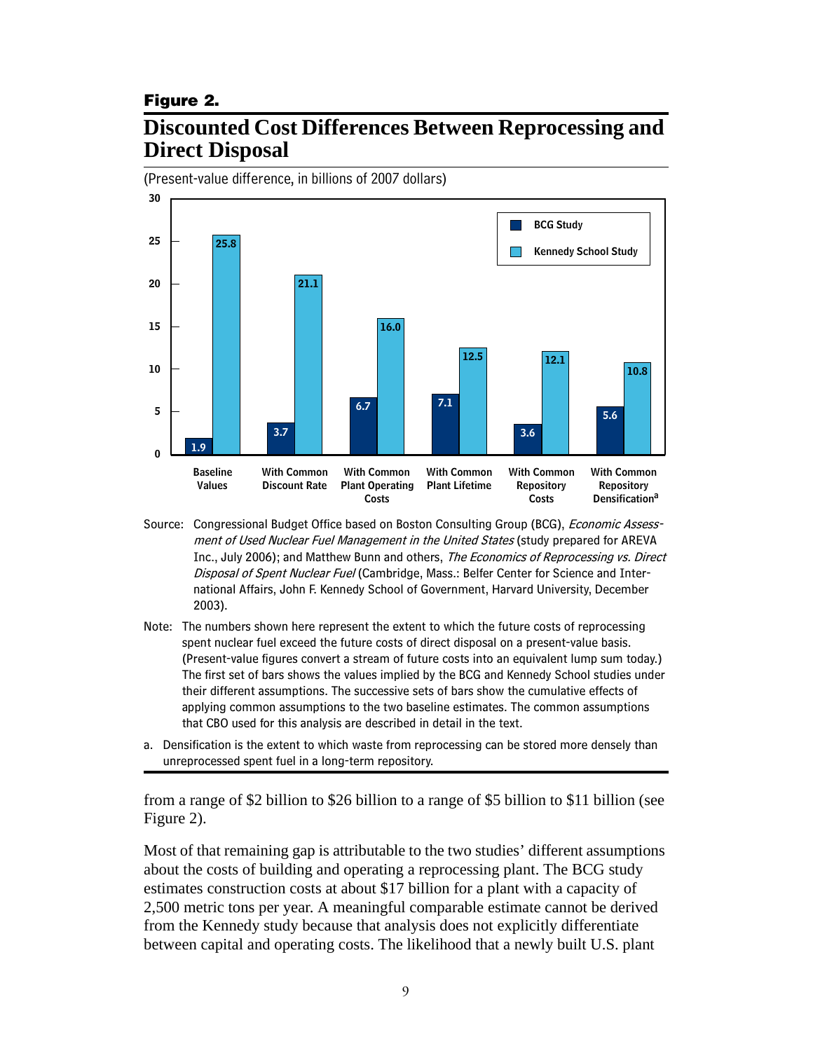**Figure 2.**

## Discounted Cost Differences Between Reprocessing and Direct Disposal

(Present-value difference, in billions of 2007 dollars)

| | BCG Study | Kennedy School Study |
|---|---|---|
| Baseline Values | 1.9 | 25.8 |
| With Common Discount Rate | 3.7 | 21.1 |
| With Common Plant Operating Costs | 6.7 | 16.0 |
| With Common Plant Lifetime | 7.1 | 12.5 |
| With Common Repository Costs | 3.6 | 12.1 |
| With Common Repository Densification[a] | 5.6 | 10.8 |

Source: Congressional Budget Office based on Boston Consulting Group (BCG), *Economic Assessment of Used Nuclear Fuel Management in the United States* (study prepared for AREVA Inc., July 2006); and Matthew Bunn and others, *The Economics of Reprocessing vs. Direct Disposal of Spent Nuclear Fuel* (Cambridge, Mass.: Belfer Center for Science and International Affairs, John F. Kennedy School of Government, Harvard University, December 2003).

Note: The numbers shown here represent the extent to which the future costs of reprocessing spent nuclear fuel exceed the future costs of direct disposal on a present-value basis. (Present-value figures convert a stream of future costs into an equivalent lump sum today.) The first set of bars shows the values implied by the BCG and Kennedy School studies under their different assumptions. The successive sets of bars show the cumulative effects of applying common assumptions to the two baseline estimates. The common assumptions that CBO used for this analysis are described in detail in the text.

a. Densification is the extent to which waste from reprocessing can be stored more densely than unreprocessed spent fuel in a long-term repository.

from a range of $2 billion to $26 billion to a range of $5 billion to $11 billion (see Figure 2).

Most of that remaining gap is attributable to the two studies' different assumptions about the costs of building and operating a reprocessing plant. The BCG study estimates construction costs at about $17 billion for a plant with a capacity of 2,500 metric tons per year. A meaningful comparable estimate cannot be derived from the Kennedy study because that analysis does not explicitly differentiate between capital and operating costs. The likelihood that a newly built U.S. plant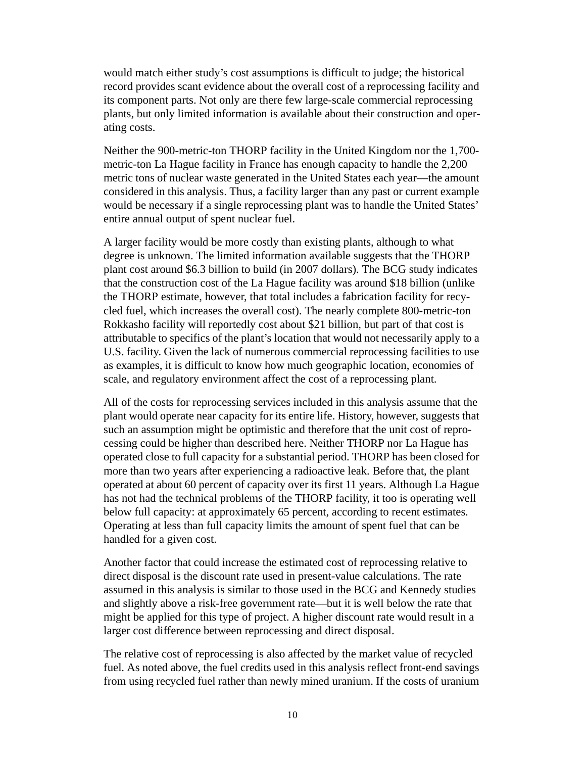would match either study's cost assumptions is difficult to judge; the historical record provides scant evidence about the overall cost of a reprocessing facility and its component parts. Not only are there few large-scale commercial reprocessing plants, but only limited information is available about their construction and operating costs.

Neither the 900-metric-ton THORP facility in the United Kingdom nor the 1,700-metric-ton La Hague facility in France has enough capacity to handle the 2,200 metric tons of nuclear waste generated in the United States each year—the amount considered in this analysis. Thus, a facility larger than any past or current example would be necessary if a single reprocessing plant was to handle the United States' entire annual output of spent nuclear fuel.

A larger facility would be more costly than existing plants, although to what degree is unknown. The limited information available suggests that the THORP plant cost around $6.3 billion to build (in 2007 dollars). The BCG study indicates that the construction cost of the La Hague facility was around $18 billion (unlike the THORP estimate, however, that total includes a fabrication facility for recycled fuel, which increases the overall cost). The nearly complete 800-metric-ton Rokkasho facility will reportedly cost about $21 billion, but part of that cost is attributable to specifics of the plant's location that would not necessarily apply to a U.S. facility. Given the lack of numerous commercial reprocessing facilities to use as examples, it is difficult to know how much geographic location, economies of scale, and regulatory environment affect the cost of a reprocessing plant.

All of the costs for reprocessing services included in this analysis assume that the plant would operate near capacity for its entire life. History, however, suggests that such an assumption might be optimistic and therefore that the unit cost of reprocessing could be higher than described here. Neither THORP nor La Hague has operated close to full capacity for a substantial period. THORP has been closed for more than two years after experiencing a radioactive leak. Before that, the plant operated at about 60 percent of capacity over its first 11 years. Although La Hague has not had the technical problems of the THORP facility, it too is operating well below full capacity: at approximately 65 percent, according to recent estimates. Operating at less than full capacity limits the amount of spent fuel that can be handled for a given cost.

Another factor that could increase the estimated cost of reprocessing relative to direct disposal is the discount rate used in present-value calculations. The rate assumed in this analysis is similar to those used in the BCG and Kennedy studies and slightly above a risk-free government rate—but it is well below the rate that might be applied for this type of project. A higher discount rate would result in a larger cost difference between reprocessing and direct disposal.

The relative cost of reprocessing is also affected by the market value of recycled fuel. As noted above, the fuel credits used in this analysis reflect front-end savings from using recycled fuel rather than newly mined uranium. If the costs of uranium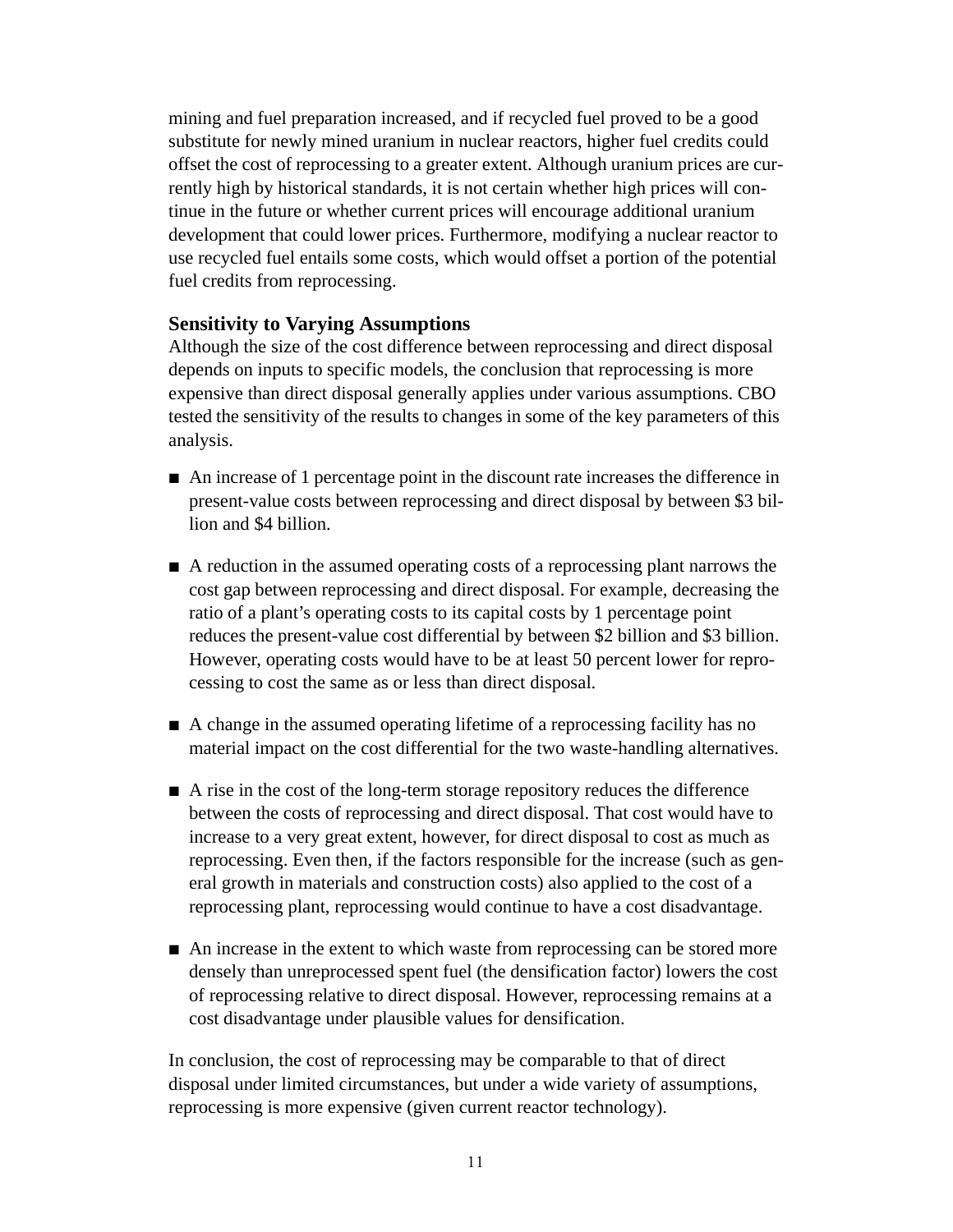mining and fuel preparation increased, and if recycled fuel proved to be a good substitute for newly mined uranium in nuclear reactors, higher fuel credits could offset the cost of reprocessing to a greater extent. Although uranium prices are currently high by historical standards, it is not certain whether high prices will continue in the future or whether current prices will encourage additional uranium development that could lower prices. Furthermore, modifying a nuclear reactor to use recycled fuel entails some costs, which would offset a portion of the potential fuel credits from reprocessing.

### Sensitivity to Varying Assumptions

Although the size of the cost difference between reprocessing and direct disposal depends on inputs to specific models, the conclusion that reprocessing is more expensive than direct disposal generally applies under various assumptions. CBO tested the sensitivity of the results to changes in some of the key parameters of this analysis.

- An increase of 1 percentage point in the discount rate increases the difference in present-value costs between reprocessing and direct disposal by between $3 billion and $4 billion.
- A reduction in the assumed operating costs of a reprocessing plant narrows the cost gap between reprocessing and direct disposal. For example, decreasing the ratio of a plant's operating costs to its capital costs by 1 percentage point reduces the present-value cost differential by between $2 billion and $3 billion. However, operating costs would have to be at least 50 percent lower for reprocessing to cost the same as or less than direct disposal.
- A change in the assumed operating lifetime of a reprocessing facility has no material impact on the cost differential for the two waste-handling alternatives.
- A rise in the cost of the long-term storage repository reduces the difference between the costs of reprocessing and direct disposal. That cost would have to increase to a very great extent, however, for direct disposal to cost as much as reprocessing. Even then, if the factors responsible for the increase (such as general growth in materials and construction costs) also applied to the cost of a reprocessing plant, reprocessing would continue to have a cost disadvantage.
- An increase in the extent to which waste from reprocessing can be stored more densely than unreprocessed spent fuel (the densification factor) lowers the cost of reprocessing relative to direct disposal. However, reprocessing remains at a cost disadvantage under plausible values for densification.

In conclusion, the cost of reprocessing may be comparable to that of direct disposal under limited circumstances, but under a wide variety of assumptions, reprocessing is more expensive (given current reactor technology).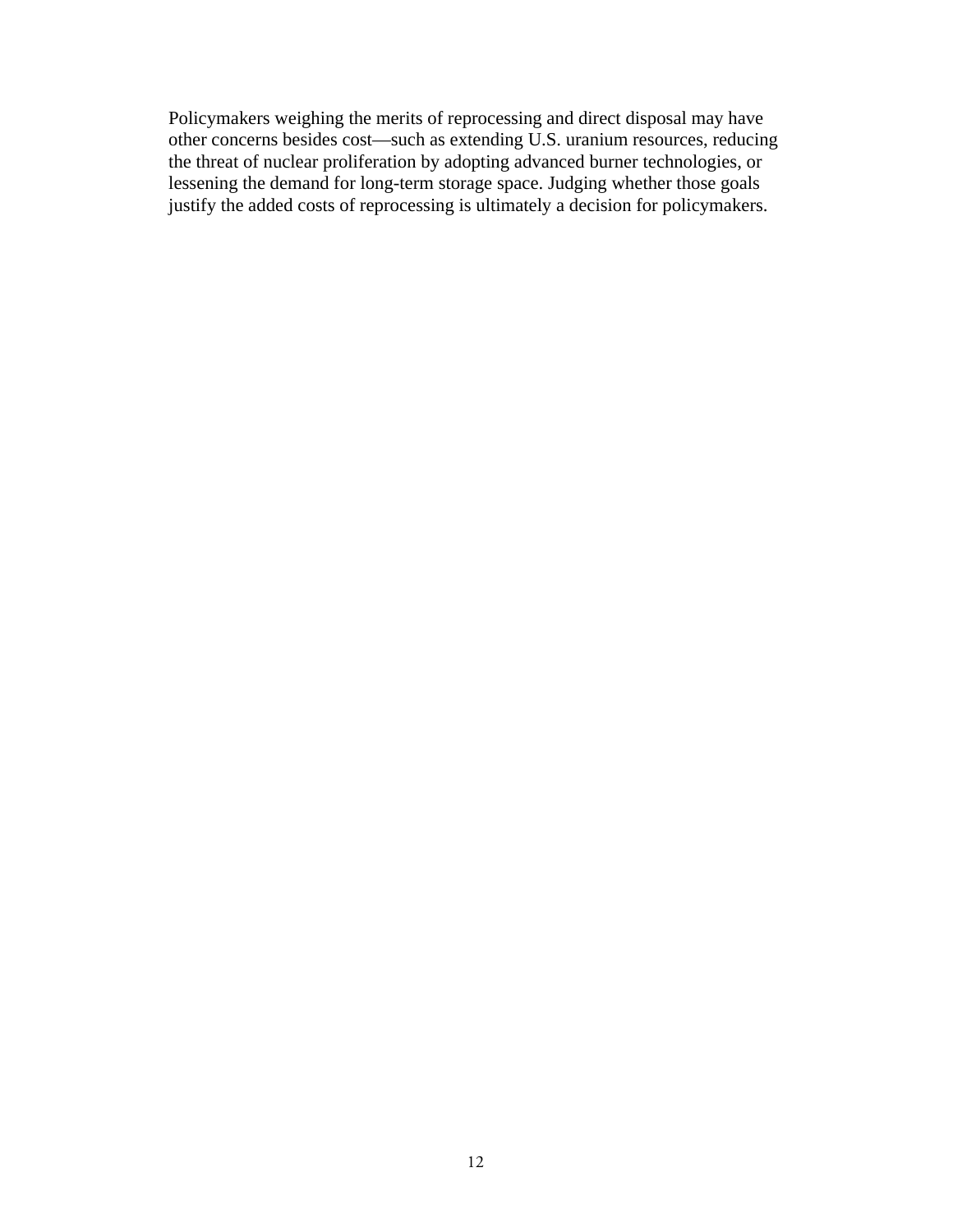Policymakers weighing the merits of reprocessing and direct disposal may have other concerns besides cost—such as extending U.S. uranium resources, reducing the threat of nuclear proliferation by adopting advanced burner technologies, or lessening the demand for long-term storage space. Judging whether those goals justify the added costs of reprocessing is ultimately a decision for policymakers.